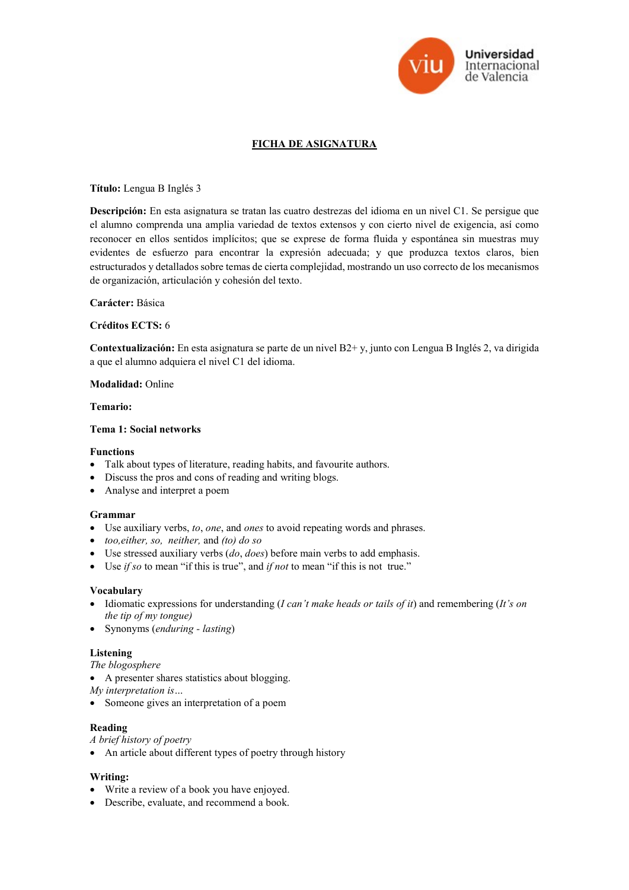## FICHA DE ASIGNATURA

**Título:** Lengua B Inglés 3

**Descripción:** En esta asignatura se tratan las cuatro destrezas del idioma en un nivel C1. Se persigue que el alumno comprenda una amplia variedad de textos extensos y con cierto nivel de exigencia, así como reconocer en ellos sentidos implícitos; que se exprese de forma fluida y espontánea sin muestras muy evidentes de esfuerzo para encontrar la expresión adecuada; y que produzca textos claros, bien estructurados y detallados sobre temas de cierta complejidad, mostrando un uso correcto de los mecanismos de organización, articulación y cohesión del texto.

**Carácter:** Básica

**Créditos ECTS:** 6

**Contextualización:** En esta asignatura se parte de un nivel B2+ y, junto con Lengua B Inglés 2, va dirigida a que el alumno adquiera el nivel C1 del idioma.

**Modalidad:** Online

**Temario:**

**Tema 1: Social networks**

**Functions**
- Talk about types of literature, reading habits, and favourite authors.
- Discuss the pros and cons of reading and writing blogs.
- Analyse and interpret a poem

**Grammar**
- Use auxiliary verbs, *to*, *one*, and *ones* to avoid repeating words and phrases.
- *too,either, so, neither,* and *(to) do so*
- Use stressed auxiliary verbs (*do*, *does*) before main verbs to add emphasis.
- Use *if so* to mean "if this is true", and *if not* to mean "if this is not true."

**Vocabulary**
- Idiomatic expressions for understanding (*I can't make heads or tails of it*) and remembering (*It's on the tip of my tongue)*
- Synonyms (*enduring - lasting*)

**Listening**

*The blogosphere*
- A presenter shares statistics about blogging.

*My interpretation is…*
- Someone gives an interpretation of a poem

**Reading**

*A brief history of poetry*
- An article about different types of poetry through history

**Writing:**
- Write a review of a book you have enjoyed.
- Describe, evaluate, and recommend a book.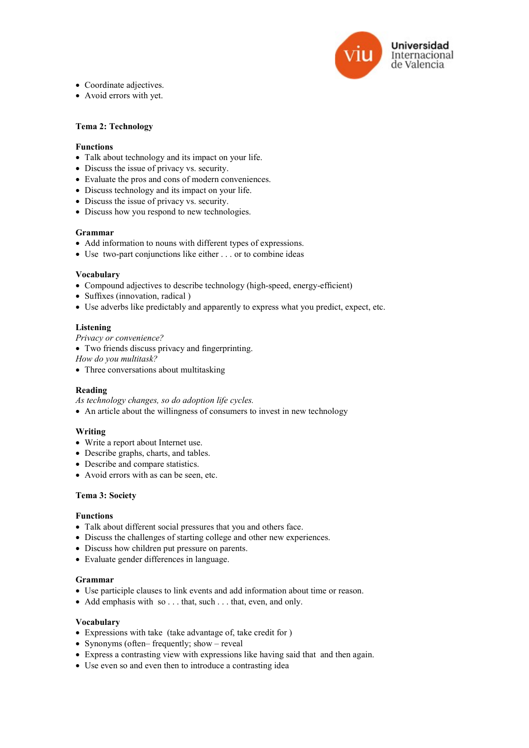- Coordinate adjectives.
- Avoid errors with yet.

**Tema 2: Technology**

**Functions**

- Talk about technology and its impact on your life.
- Discuss the issue of privacy vs. security.
- Evaluate the pros and cons of modern conveniences.
- Discuss technology and its impact on your life.
- Discuss the issue of privacy vs. security.
- Discuss how you respond to new technologies.

**Grammar**

- Add information to nouns with different types of expressions.
- Use two-part conjunctions like either . . . or to combine ideas

**Vocabulary**

- Compound adjectives to describe technology (high-speed, energy-efficient)
- Suffixes (innovation, radical )
- Use adverbs like predictably and apparently to express what you predict, expect, etc.

**Listening**

*Privacy or convenience?*

- Two friends discuss privacy and fingerprinting.

*How do you multitask?*

- Three conversations about multitasking

**Reading**

*As technology changes, so do adoption life cycles.*

- An article about the willingness of consumers to invest in new technology

**Writing**

- Write a report about Internet use.
- Describe graphs, charts, and tables.
- Describe and compare statistics.
- Avoid errors with as can be seen, etc.

**Tema 3: Society**

**Functions**

- Talk about different social pressures that you and others face.
- Discuss the challenges of starting college and other new experiences.
- Discuss how children put pressure on parents.
- Evaluate gender differences in language.

**Grammar**

- Use participle clauses to link events and add information about time or reason.
- Add emphasis with so . . . that, such . . . that, even, and only.

**Vocabulary**

- Expressions with take (take advantage of, take credit for )
- Synonyms (often– frequently; show – reveal
- Express a contrasting view with expressions like having said that and then again.
- Use even so and even then to introduce a contrasting idea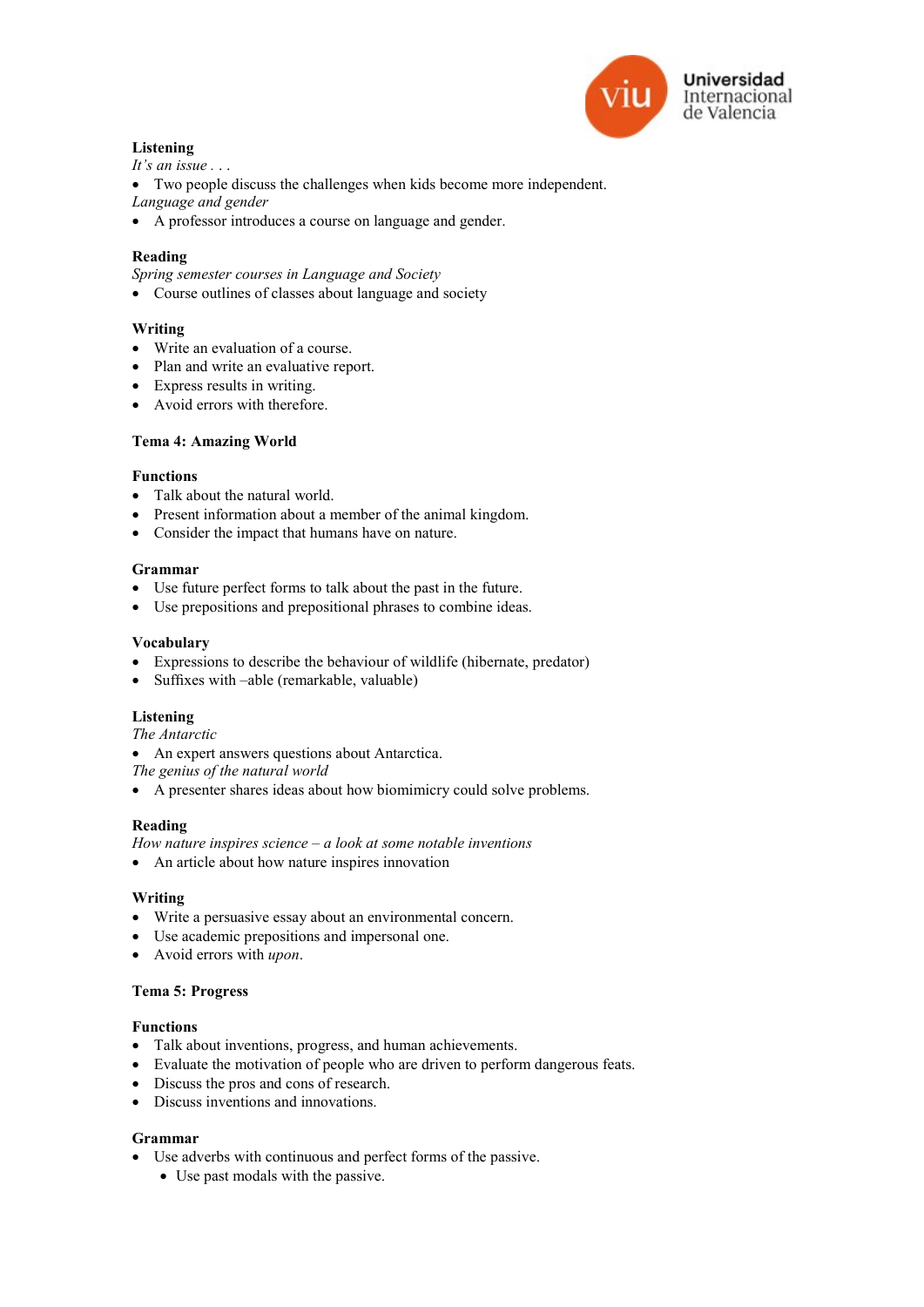**Listening**

*It's an issue . . .*

- Two people discuss the challenges when kids become more independent.

*Language and gender*

- A professor introduces a course on language and gender.

**Reading**

*Spring semester courses in Language and Society*

- Course outlines of classes about language and society

**Writing**

- Write an evaluation of a course.
- Plan and write an evaluative report.
- Express results in writing.
- Avoid errors with therefore.

**Tema 4: Amazing World**

**Functions**

- Talk about the natural world.
- Present information about a member of the animal kingdom.
- Consider the impact that humans have on nature.

**Grammar**

- Use future perfect forms to talk about the past in the future.
- Use prepositions and prepositional phrases to combine ideas.

**Vocabulary**

- Expressions to describe the behaviour of wildlife (hibernate, predator)
- Suffixes with –able (remarkable, valuable)

**Listening**

*The Antarctic*

- An expert answers questions about Antarctica.

*The genius of the natural world*

- A presenter shares ideas about how biomimicry could solve problems.

**Reading**

*How nature inspires science – a look at some notable inventions*

- An article about how nature inspires innovation

**Writing**

- Write a persuasive essay about an environmental concern.
- Use academic prepositions and impersonal one.
- Avoid errors with *upon*.

**Tema 5: Progress**

**Functions**

- Talk about inventions, progress, and human achievements.
- Evaluate the motivation of people who are driven to perform dangerous feats.
- Discuss the pros and cons of research.
- Discuss inventions and innovations.

**Grammar**

- Use adverbs with continuous and perfect forms of the passive.
  - Use past modals with the passive.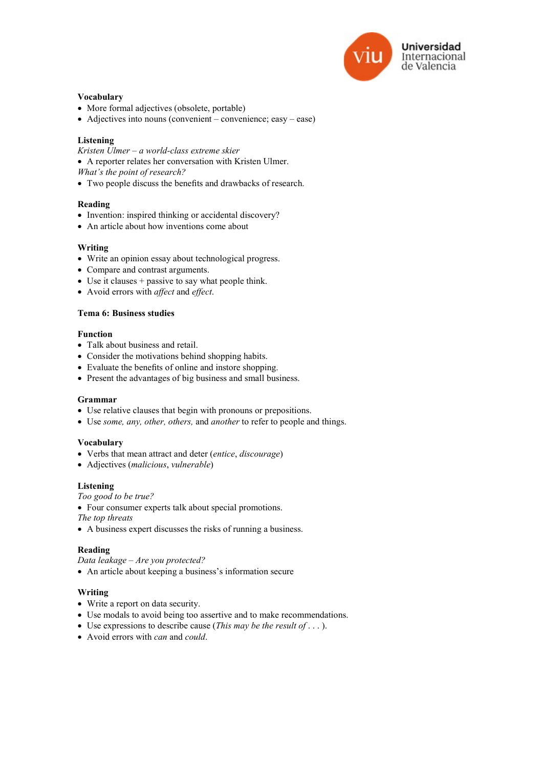**Vocabulary**

- More formal adjectives (obsolete, portable)
- Adjectives into nouns (convenient – convenience; easy – ease)

**Listening**

*Kristen Ulmer – a world-class extreme skier*

- A reporter relates her conversation with Kristen Ulmer.

*What's the point of research?*

- Two people discuss the benefits and drawbacks of research.

**Reading**

- Invention: inspired thinking or accidental discovery?
- An article about how inventions come about

**Writing**

- Write an opinion essay about technological progress.
- Compare and contrast arguments.
- Use it clauses + passive to say what people think.
- Avoid errors with *affect* and *effect*.

## Tema 6: Business studies

**Function**

- Talk about business and retail.
- Consider the motivations behind shopping habits.
- Evaluate the benefits of online and instore shopping.
- Present the advantages of big business and small business.

**Grammar**

- Use relative clauses that begin with pronouns or prepositions.
- Use *some, any, other, others,* and *another* to refer to people and things.

**Vocabulary**

- Verbs that mean attract and deter (*entice*, *discourage*)
- Adjectives (*malicious*, *vulnerable*)

**Listening**

*Too good to be true?*

- Four consumer experts talk about special promotions.

*The top threats*

- A business expert discusses the risks of running a business.

**Reading**

*Data leakage – Are you protected?*

- An article about keeping a business's information secure

**Writing**

- Write a report on data security.
- Use modals to avoid being too assertive and to make recommendations.
- Use expressions to describe cause (*This may be the result of . . .*).
- Avoid errors with *can* and *could*.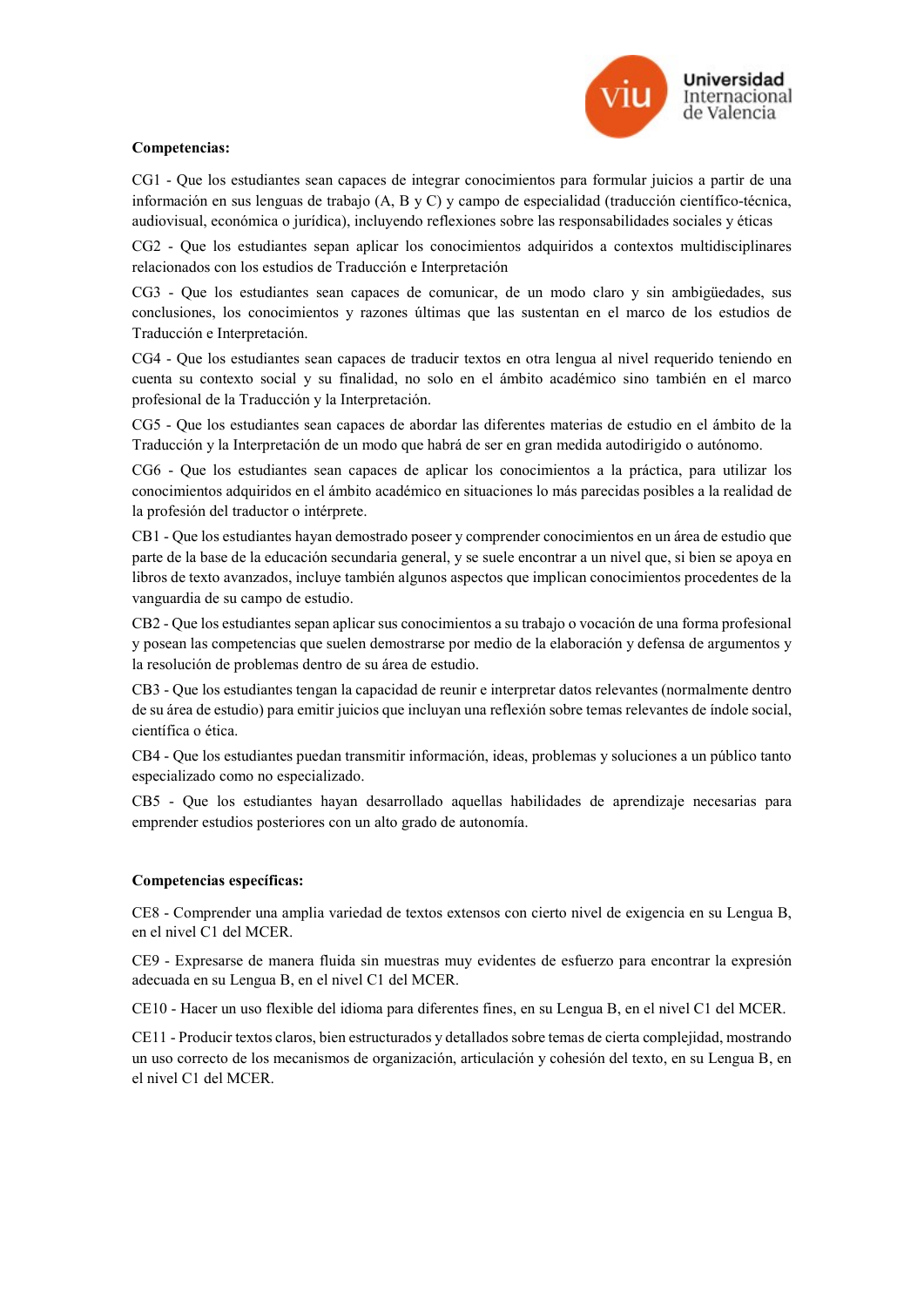**Competencias:**

CG1 - Que los estudiantes sean capaces de integrar conocimientos para formular juicios a partir de una información en sus lenguas de trabajo (A, B y C) y campo de especialidad (traducción científico-técnica, audiovisual, económica o jurídica), incluyendo reflexiones sobre las responsabilidades sociales y éticas

CG2 - Que los estudiantes sepan aplicar los conocimientos adquiridos a contextos multidisciplinares relacionados con los estudios de Traducción e Interpretación

CG3 - Que los estudiantes sean capaces de comunicar, de un modo claro y sin ambigüedades, sus conclusiones, los conocimientos y razones últimas que las sustentan en el marco de los estudios de Traducción e Interpretación.

CG4 - Que los estudiantes sean capaces de traducir textos en otra lengua al nivel requerido teniendo en cuenta su contexto social y su finalidad, no solo en el ámbito académico sino también en el marco profesional de la Traducción y la Interpretación.

CG5 - Que los estudiantes sean capaces de abordar las diferentes materias de estudio en el ámbito de la Traducción y la Interpretación de un modo que habrá de ser en gran medida autodirigido o autónomo.

CG6 - Que los estudiantes sean capaces de aplicar los conocimientos a la práctica, para utilizar los conocimientos adquiridos en el ámbito académico en situaciones lo más parecidas posibles a la realidad de la profesión del traductor o intérprete.

CB1 - Que los estudiantes hayan demostrado poseer y comprender conocimientos en un área de estudio que parte de la base de la educación secundaria general, y se suele encontrar a un nivel que, si bien se apoya en libros de texto avanzados, incluye también algunos aspectos que implican conocimientos procedentes de la vanguardia de su campo de estudio.

CB2 - Que los estudiantes sepan aplicar sus conocimientos a su trabajo o vocación de una forma profesional y posean las competencias que suelen demostrarse por medio de la elaboración y defensa de argumentos y la resolución de problemas dentro de su área de estudio.

CB3 - Que los estudiantes tengan la capacidad de reunir e interpretar datos relevantes (normalmente dentro de su área de estudio) para emitir juicios que incluyan una reflexión sobre temas relevantes de índole social, científica o ética.

CB4 - Que los estudiantes puedan transmitir información, ideas, problemas y soluciones a un público tanto especializado como no especializado.

CB5 - Que los estudiantes hayan desarrollado aquellas habilidades de aprendizaje necesarias para emprender estudios posteriores con un alto grado de autonomía.

**Competencias específicas:**

CE8 - Comprender una amplia variedad de textos extensos con cierto nivel de exigencia en su Lengua B, en el nivel C1 del MCER.

CE9 - Expresarse de manera fluida sin muestras muy evidentes de esfuerzo para encontrar la expresión adecuada en su Lengua B, en el nivel C1 del MCER.

CE10 - Hacer un uso flexible del idioma para diferentes fines, en su Lengua B, en el nivel C1 del MCER.

CE11 - Producir textos claros, bien estructurados y detallados sobre temas de cierta complejidad, mostrando un uso correcto de los mecanismos de organización, articulación y cohesión del texto, en su Lengua B, en el nivel C1 del MCER.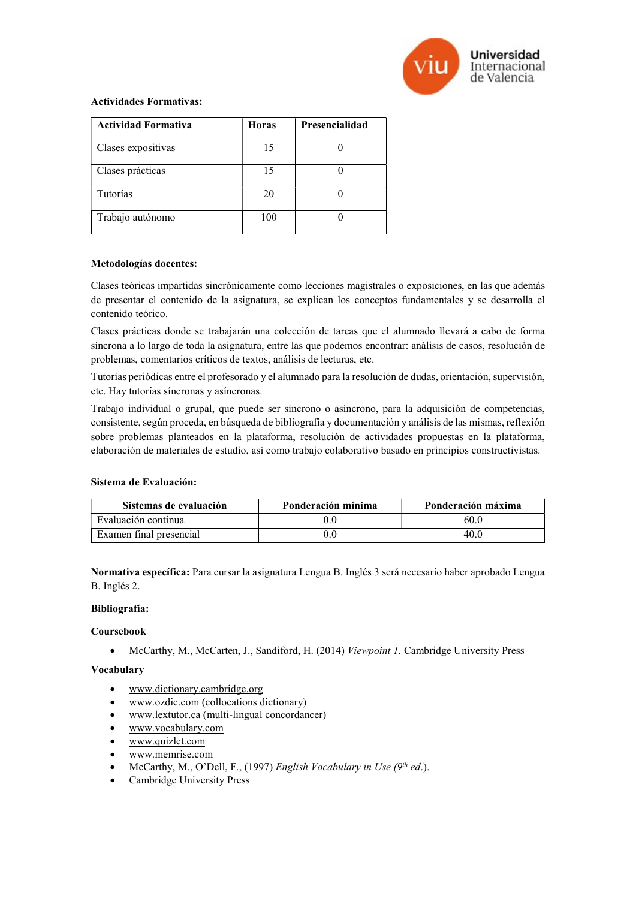**Actividades Formativas:**

| Actividad Formativa | Horas | Presencialidad |
|---|---|---|
| Clases expositivas | 15 | 0 |
| Clases prácticas | 15 | 0 |
| Tutorías | 20 | 0 |
| Trabajo autónomo | 100 | 0 |

**Metodologías docentes:**

Clases teóricas impartidas sincrónicamente como lecciones magistrales o exposiciones, en las que además de presentar el contenido de la asignatura, se explican los conceptos fundamentales y se desarrolla el contenido teórico.

Clases prácticas donde se trabajarán una colección de tareas que el alumnado llevará a cabo de forma síncrona a lo largo de toda la asignatura, entre las que podemos encontrar: análisis de casos, resolución de problemas, comentarios críticos de textos, análisis de lecturas, etc.

Tutorías periódicas entre el profesorado y el alumnado para la resolución de dudas, orientación, supervisión, etc. Hay tutorías síncronas y asíncronas.

Trabajo individual o grupal, que puede ser síncrono o asíncrono, para la adquisición de competencias, consistente, según proceda, en búsqueda de bibliografía y documentación y análisis de las mismas, reflexión sobre problemas planteados en la plataforma, resolución de actividades propuestas en la plataforma, elaboración de materiales de estudio, así como trabajo colaborativo basado en principios constructivistas.

**Sistema de Evaluación:**

| Sistemas de evaluación | Ponderación mínima | Ponderación máxima |
|---|---|---|
| Evaluación continua | 0.0 | 60.0 |
| Examen final presencial | 0.0 | 40.0 |

**Normativa específica:** Para cursar la asignatura Lengua B. Inglés 3 será necesario haber aprobado Lengua B. Inglés 2.

**Bibliografía:**

**Coursebook**

- McCarthy, M., McCarten, J., Sandiford, H. (2014) *Viewpoint 1.* Cambridge University Press

**Vocabulary**

- www.dictionary.cambridge.org
- www.ozdic.com (collocations dictionary)
- www.lextutor.ca (multi-lingual concordancer)
- www.vocabulary.com
- www.quizlet.com
- www.memrise.com
- McCarthy, M., O'Dell, F., (1997) *English Vocabulary in Use (9th ed.).*
- Cambridge University Press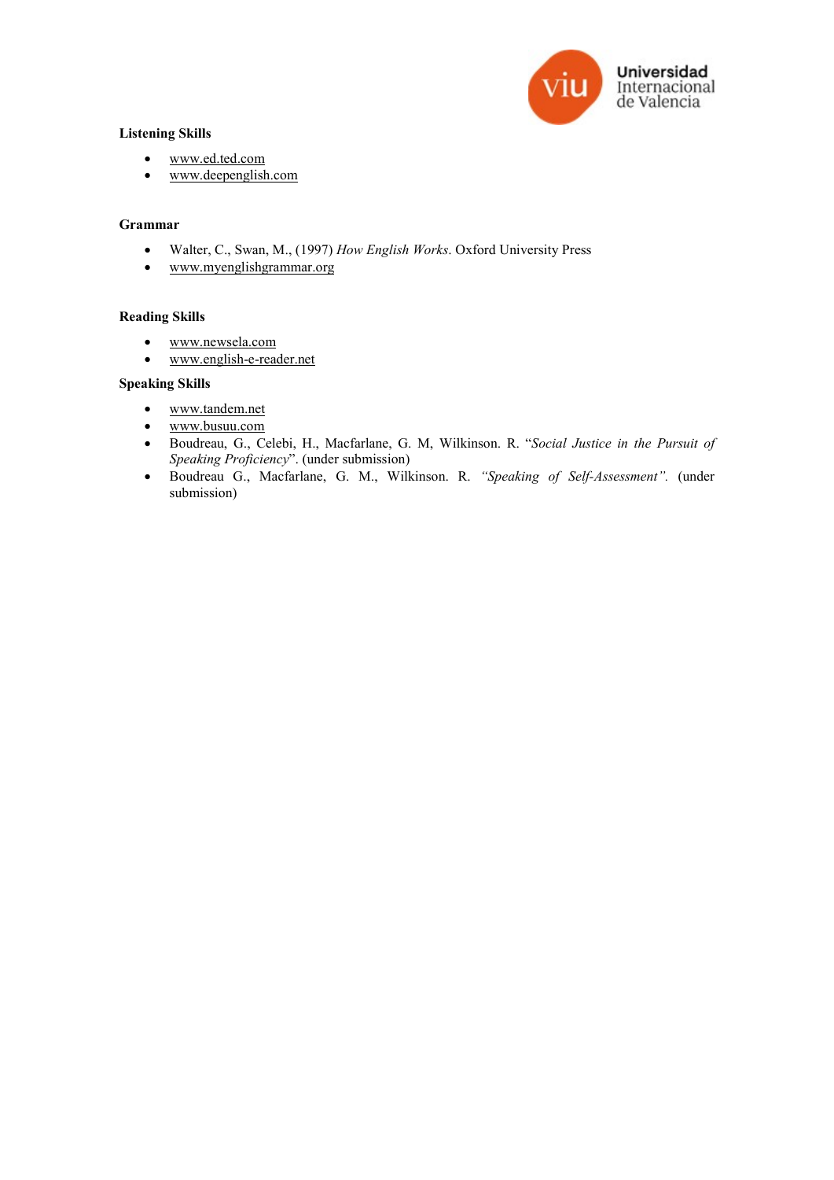**Listening Skills**

- www.ed.ted.com
- www.deepenglish.com

**Grammar**

- Walter, C., Swan, M., (1997) *How English Works*. Oxford University Press
- www.myenglishgrammar.org

**Reading Skills**

- www.newsela.com
- www.english-e-reader.net

**Speaking Skills**

- www.tandem.net
- www.busuu.com
- Boudreau, G., Celebi, H., Macfarlane, G. M, Wilkinson. R. "*Social Justice in the Pursuit of Speaking Proficiency*". (under submission)
- Boudreau G., Macfarlane, G. M., Wilkinson. R. *"Speaking of Self-Assessment".* (under submission)